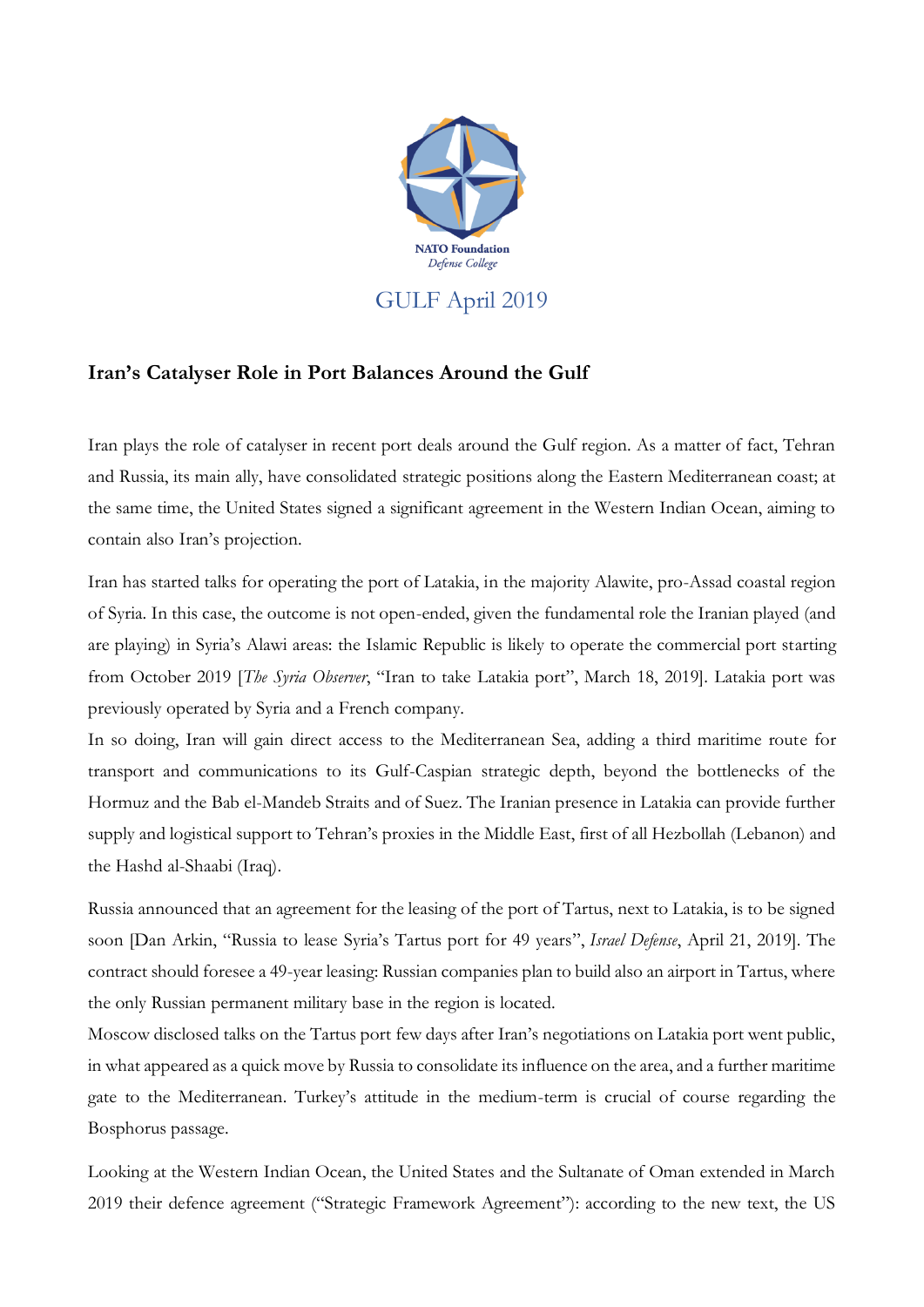NATO Foundation
*Defense College*

GULF April 2019

## Iran's Catalyser Role in Port Balances Around the Gulf

Iran plays the role of catalyser in recent port deals around the Gulf region. As a matter of fact, Tehran and Russia, its main ally, have consolidated strategic positions along the Eastern Mediterranean coast; at the same time, the United States signed a significant agreement in the Western Indian Ocean, aiming to contain also Iran's projection.

Iran has started talks for operating the port of Latakia, in the majority Alawite, pro-Assad coastal region of Syria. In this case, the outcome is not open-ended, given the fundamental role the Iranian played (and are playing) in Syria's Alawi areas: the Islamic Republic is likely to operate the commercial port starting from October 2019 [*The Syria Observer*, "Iran to take Latakia port", March 18, 2019]. Latakia port was previously operated by Syria and a French company.

In so doing, Iran will gain direct access to the Mediterranean Sea, adding a third maritime route for transport and communications to its Gulf-Caspian strategic depth, beyond the bottlenecks of the Hormuz and the Bab el-Mandeb Straits and of Suez. The Iranian presence in Latakia can provide further supply and logistical support to Tehran's proxies in the Middle East, first of all Hezbollah (Lebanon) and the Hashd al-Shaabi (Iraq).

Russia announced that an agreement for the leasing of the port of Tartus, next to Latakia, is to be signed soon [Dan Arkin, "Russia to lease Syria's Tartus port for 49 years", *Israel Defense*, April 21, 2019]. The contract should foresee a 49-year leasing: Russian companies plan to build also an airport in Tartus, where the only Russian permanent military base in the region is located.

Moscow disclosed talks on the Tartus port few days after Iran's negotiations on Latakia port went public, in what appeared as a quick move by Russia to consolidate its influence on the area, and a further maritime gate to the Mediterranean. Turkey's attitude in the medium-term is crucial of course regarding the Bosphorus passage.

Looking at the Western Indian Ocean, the United States and the Sultanate of Oman extended in March 2019 their defence agreement ("Strategic Framework Agreement"): according to the new text, the US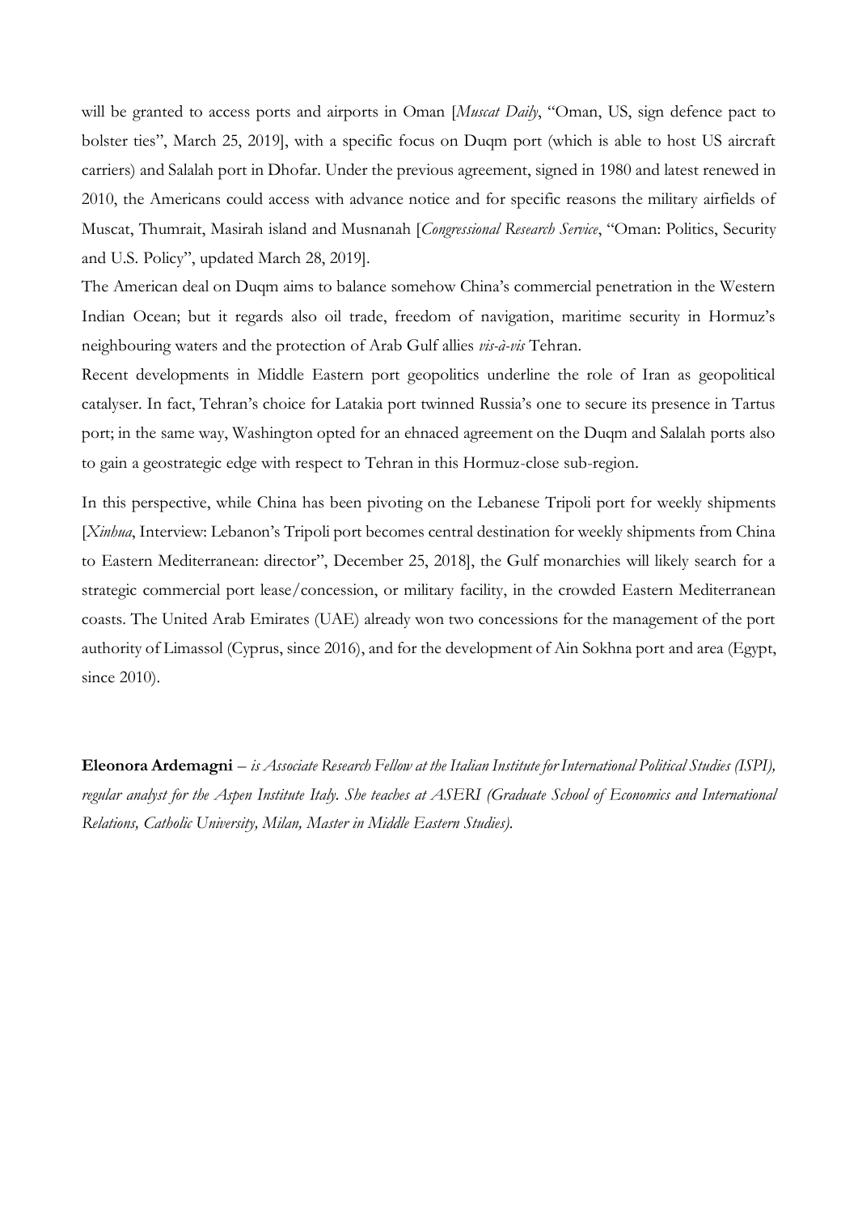will be granted to access ports and airports in Oman [*Muscat Daily*, "Oman, US, sign defence pact to bolster ties", March 25, 2019], with a specific focus on Duqm port (which is able to host US aircraft carriers) and Salalah port in Dhofar. Under the previous agreement, signed in 1980 and latest renewed in 2010, the Americans could access with advance notice and for specific reasons the military airfields of Muscat, Thumrait, Masirah island and Musnanah [*Congressional Research Service*, "Oman: Politics, Security and U.S. Policy", updated March 28, 2019].

The American deal on Duqm aims to balance somehow China's commercial penetration in the Western Indian Ocean; but it regards also oil trade, freedom of navigation, maritime security in Hormuz's neighbouring waters and the protection of Arab Gulf allies *vis-à-vis* Tehran.

Recent developments in Middle Eastern port geopolitics underline the role of Iran as geopolitical catalyser. In fact, Tehran's choice for Latakia port twinned Russia's one to secure its presence in Tartus port; in the same way, Washington opted for an ehnaced agreement on the Duqm and Salalah ports also to gain a geostrategic edge with respect to Tehran in this Hormuz-close sub-region.

In this perspective, while China has been pivoting on the Lebanese Tripoli port for weekly shipments [*Xinhua*, Interview: Lebanon's Tripoli port becomes central destination for weekly shipments from China to Eastern Mediterranean: director", December 25, 2018], the Gulf monarchies will likely search for a strategic commercial port lease/concession, or military facility, in the crowded Eastern Mediterranean coasts. The United Arab Emirates (UAE) already won two concessions for the management of the port authority of Limassol (Cyprus, since 2016), and for the development of Ain Sokhna port and area (Egypt, since 2010).

**Eleonora Ardemagni** – *is Associate Research Fellow at the Italian Institute for International Political Studies (ISPI), regular analyst for the Aspen Institute Italy. She teaches at ASERI (Graduate School of Economics and International Relations, Catholic University, Milan, Master in Middle Eastern Studies).*